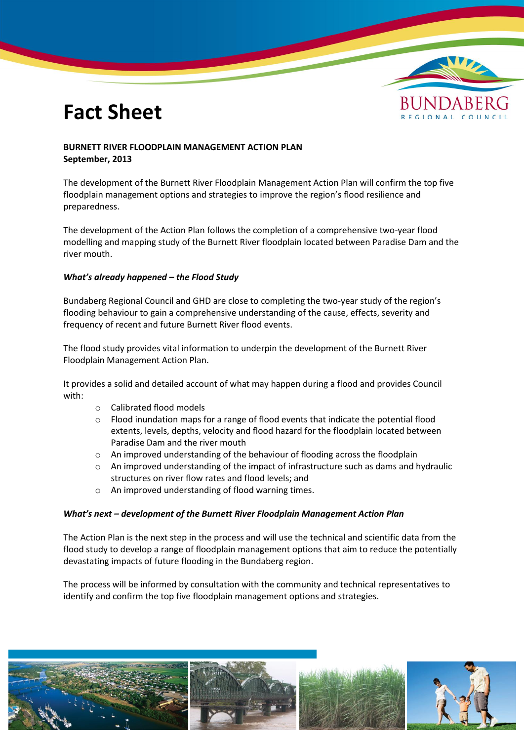# Fact Sheet

**BURNETT RIVER FLOODPLAIN MANAGEMENT ACTION PLAN**
**September, 2013**

The development of the Burnett River Floodplain Management Action Plan will confirm the top five floodplain management options and strategies to improve the region's flood resilience and preparedness.

The development of the Action Plan follows the completion of a comprehensive two-year flood modelling and mapping study of the Burnett River floodplain located between Paradise Dam and the river mouth.

***What's already happened – the Flood Study***

Bundaberg Regional Council and GHD are close to completing the two-year study of the region's flooding behaviour to gain a comprehensive understanding of the cause, effects, severity and frequency of recent and future Burnett River flood events.

The flood study provides vital information to underpin the development of the Burnett River Floodplain Management Action Plan.

It provides a solid and detailed account of what may happen during a flood and provides Council with:

- Calibrated flood models
- Flood inundation maps for a range of flood events that indicate the potential flood extents, levels, depths, velocity and flood hazard for the floodplain located between Paradise Dam and the river mouth
- An improved understanding of the behaviour of flooding across the floodplain
- An improved understanding of the impact of infrastructure such as dams and hydraulic structures on river flow rates and flood levels; and
- An improved understanding of flood warning times.

***What's next – development of the Burnett River Floodplain Management Action Plan***

The Action Plan is the next step in the process and will use the technical and scientific data from the flood study to develop a range of floodplain management options that aim to reduce the potentially devastating impacts of future flooding in the Bundaberg region.

The process will be informed by consultation with the community and technical representatives to identify and confirm the top five floodplain management options and strategies.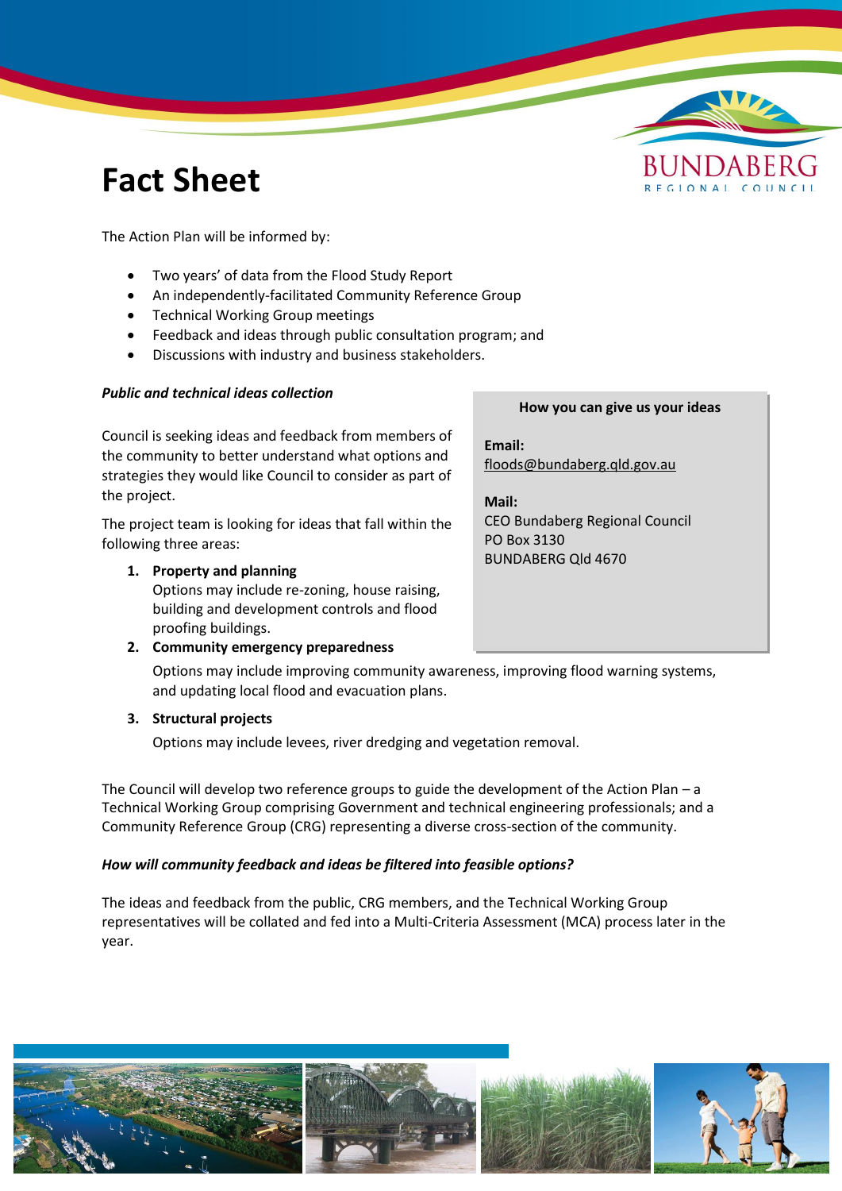# Fact Sheet

The Action Plan will be informed by:

- Two years' of data from the Flood Study Report
- An independently-facilitated Community Reference Group
- Technical Working Group meetings
- Feedback and ideas through public consultation program; and
- Discussions with industry and business stakeholders.

***Public and technical ideas collection***

Council is seeking ideas and feedback from members of the community to better understand what options and strategies they would like Council to consider as part of the project.

The project team is looking for ideas that fall within the following three areas:

1. **Property and planning**
   Options may include re-zoning, house raising, building and development controls and flood proofing buildings.
2. **Community emergency preparedness**
   Options may include improving community awareness, improving flood warning systems, and updating local flood and evacuation plans.
3. **Structural projects**
   Options may include levees, river dredging and vegetation removal.

**How you can give us your ideas**

**Email:**
floods@bundaberg.qld.gov.au

**Mail:**
CEO Bundaberg Regional Council
PO Box 3130
BUNDABERG Qld 4670

The Council will develop two reference groups to guide the development of the Action Plan – a Technical Working Group comprising Government and technical engineering professionals; and a Community Reference Group (CRG) representing a diverse cross-section of the community.

***How will community feedback and ideas be filtered into feasible options?***

The ideas and feedback from the public, CRG members, and the Technical Working Group representatives will be collated and fed into a Multi-Criteria Assessment (MCA) process later in the year.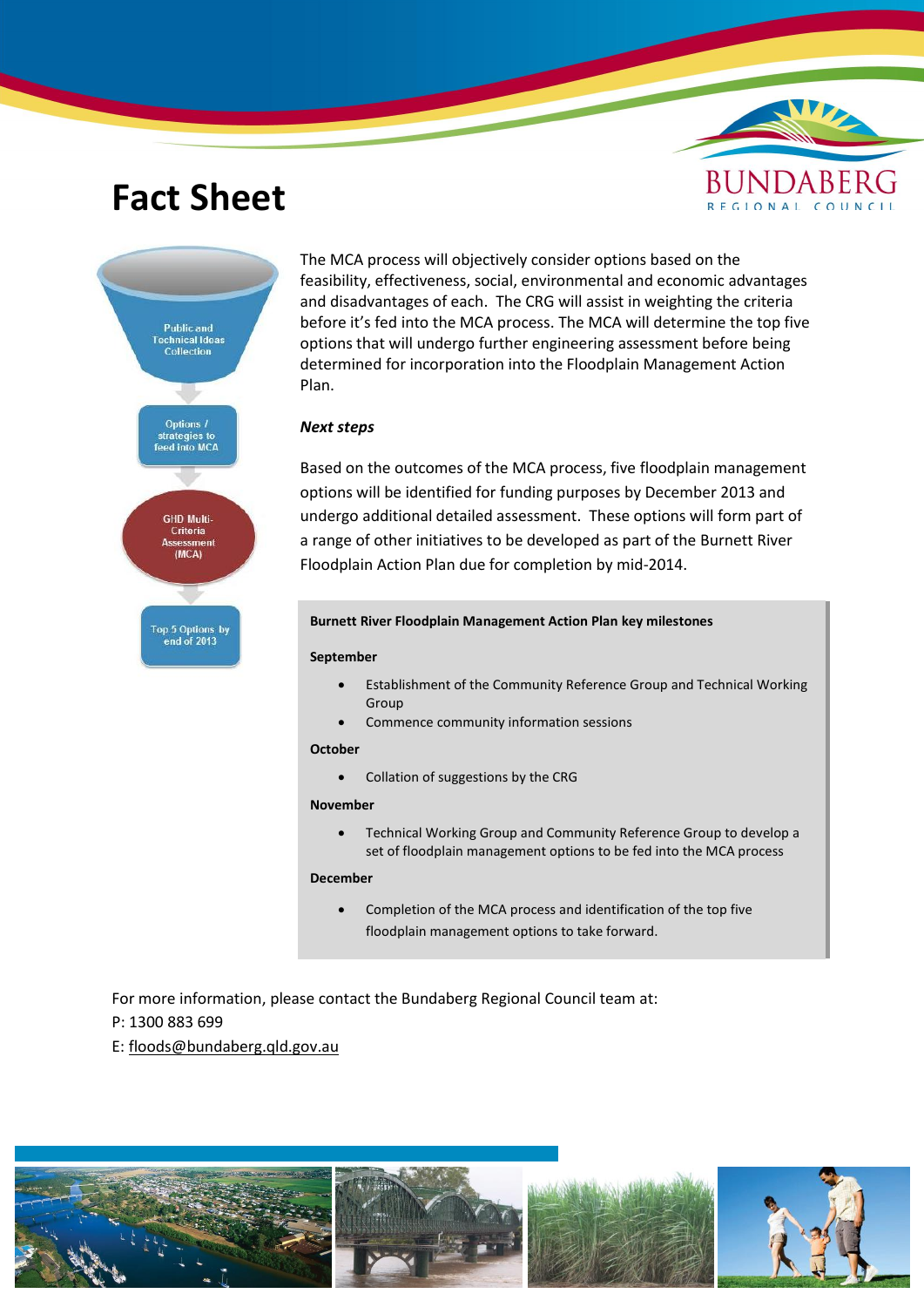# Fact Sheet

Public and Technical Ideas Collection

Options / strategies to feed into MCA

GHD Multi-Criteria Assessment (MCA)

Top 5 Options by end of 2013

The MCA process will objectively consider options based on the feasibility, effectiveness, social, environmental and economic advantages and disadvantages of each. The CRG will assist in weighting the criteria before it's fed into the MCA process. The MCA will determine the top five options that will undergo further engineering assessment before being determined for incorporation into the Floodplain Management Action Plan.

***Next steps***

Based on the outcomes of the MCA process, five floodplain management options will be identified for funding purposes by December 2013 and undergo additional detailed assessment. These options will form part of a range of other initiatives to be developed as part of the Burnett River Floodplain Action Plan due for completion by mid-2014.

**Burnett River Floodplain Management Action Plan key milestones**

**September**

- Establishment of the Community Reference Group and Technical Working Group
- Commence community information sessions

**October**

- Collation of suggestions by the CRG

**November**

- Technical Working Group and Community Reference Group to develop a set of floodplain management options to be fed into the MCA process

**December**

- Completion of the MCA process and identification of the top five floodplain management options to take forward.

For more information, please contact the Bundaberg Regional Council team at:
P: 1300 883 699
E: floods@bundaberg.qld.gov.au